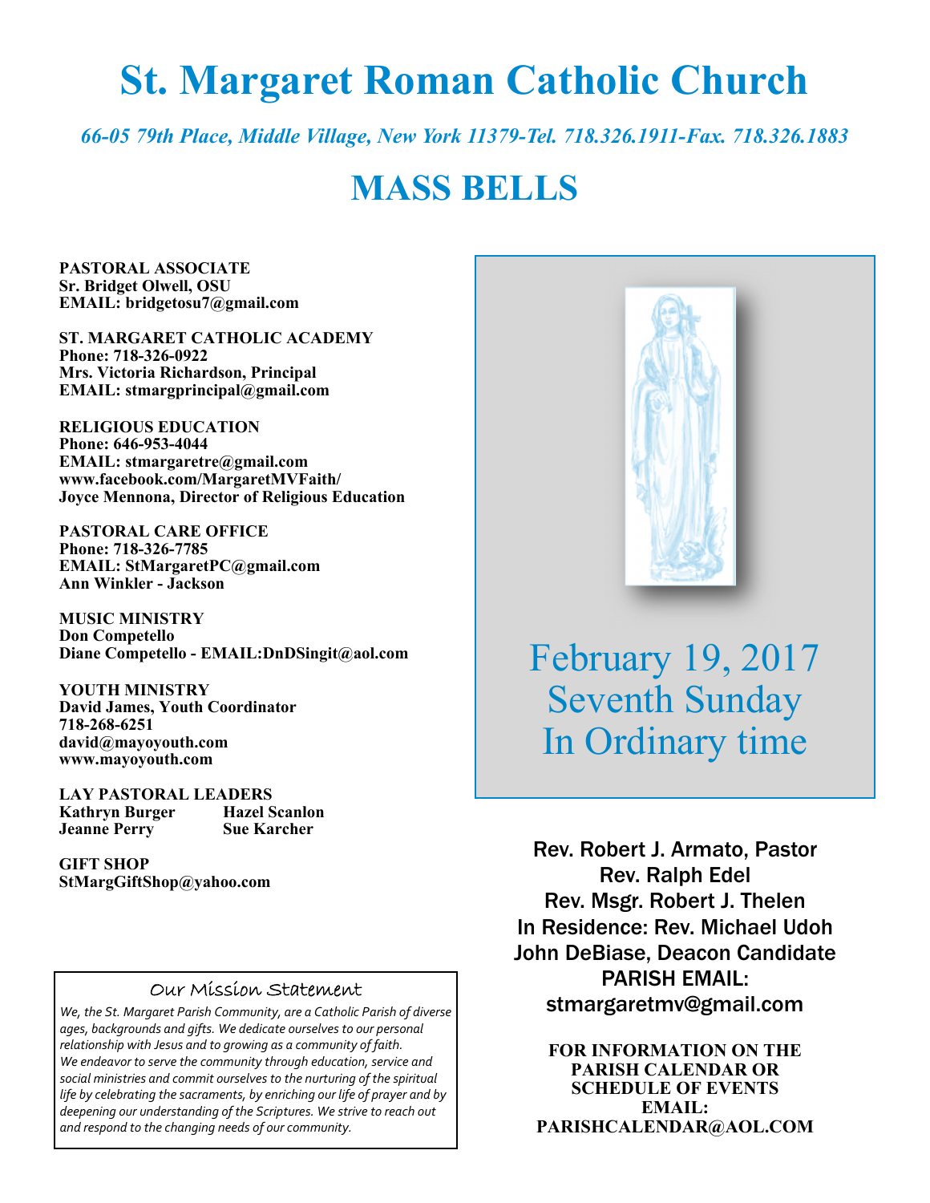# St. Margaret Roman Catholic Church

*66-05 79th Place, Middle Village, New York 11379-Tel. 718.326.1911-Fax. 718.326.1883*

# MASS BELLS

**PASTORAL ASSOCIATE**
**Sr. Bridget Olwell, OSU**
**EMAIL: bridgetosu7@gmail.com**

**ST. MARGARET CATHOLIC ACADEMY**
**Phone: 718-326-0922**
**Mrs. Victoria Richardson, Principal**
**EMAIL: stmargprincipal@gmail.com**

**RELIGIOUS EDUCATION**
**Phone: 646-953-4044**
**EMAIL: stmargaretre@gmail.com**
**www.facebook.com/MargaretMVFaith/**
**Joyce Mennona, Director of Religious Education**

**PASTORAL CARE OFFICE**
**Phone: 718-326-7785**
**EMAIL: StMargaretPC@gmail.com**
**Ann Winkler - Jackson**

**MUSIC MINISTRY**
**Don Competello**
**Diane Competello - EMAIL:DnDSingit@aol.com**

**YOUTH MINISTRY**
**David James, Youth Coordinator**
**718-268-6251**
**david@mayoyouth.com**
**www.mayoyouth.com**

**LAY PASTORAL LEADERS**

| | |
|---|---|
| **Kathryn Burger** | **Hazel Scanlon** |
| **Jeanne Perry** | **Sue Karcher** |

**GIFT SHOP**
**StMargGiftShop@yahoo.com**

## Our Mission Statement

*We, the St. Margaret Parish Community, are a Catholic Parish of diverse ages, backgrounds and gifts. We dedicate ourselves to our personal relationship with Jesus and to growing as a community of faith. We endeavor to serve the community through education, service and social ministries and commit ourselves to the nurturing of the spiritual life by celebrating the sacraments, by enriching our life of prayer and by deepening our understanding of the Scriptures. We strive to reach out and respond to the changing needs of our community.*

## February 19, 2017
## Seventh Sunday
## In Ordinary time

Rev. Robert J. Armato, Pastor
Rev. Ralph Edel
Rev. Msgr. Robert J. Thelen
In Residence: Rev. Michael Udoh
John DeBiase, Deacon Candidate
PARISH EMAIL:
stmargaretmv@gmail.com

**FOR INFORMATION ON THE PARISH CALENDAR OR SCHEDULE OF EVENTS EMAIL: PARISHCALENDAR@AOL.COM**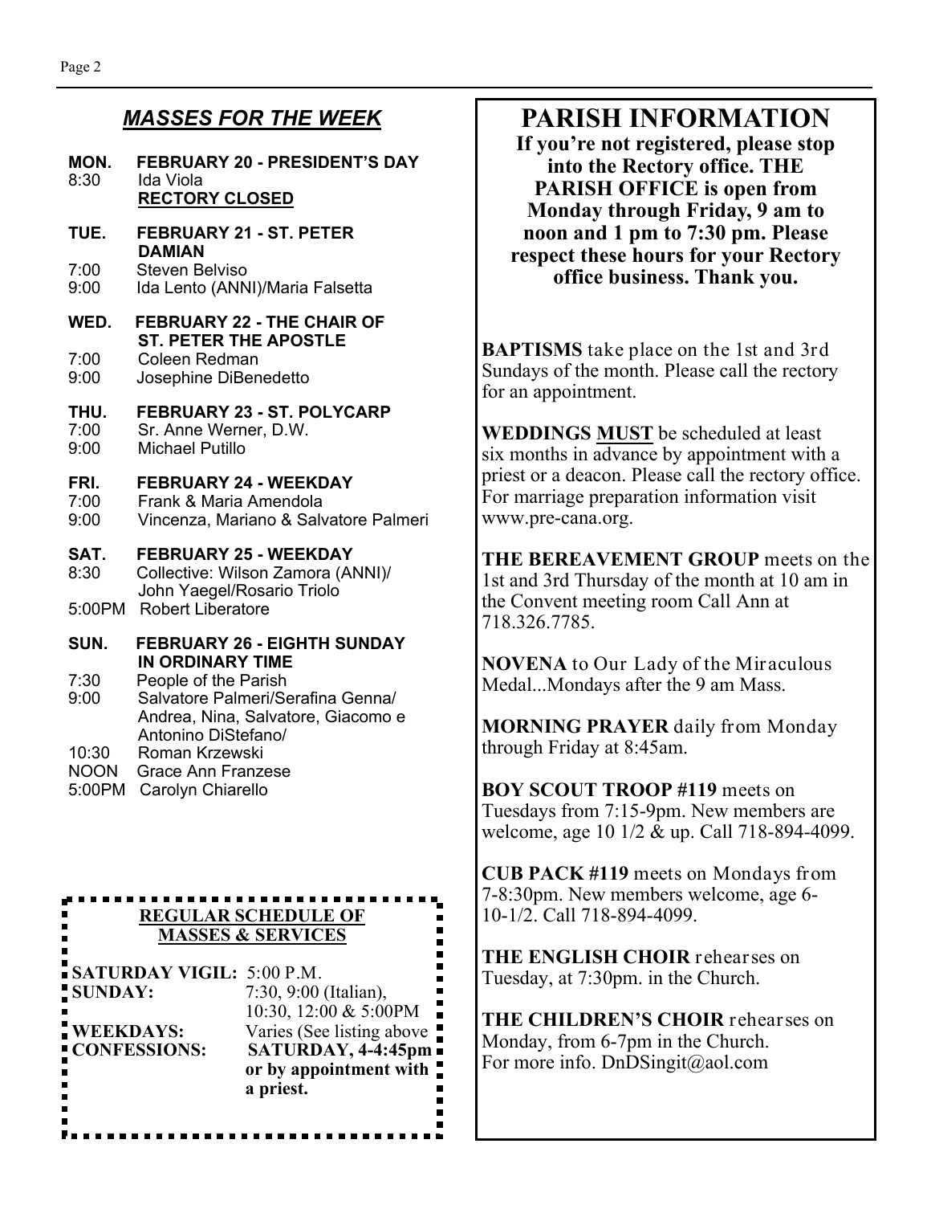## *MASSES FOR THE WEEK*

**MON. FEBRUARY 20 - PRESIDENT'S DAY**
8:30 Ida Viola
**RECTORY CLOSED**

**TUE. FEBRUARY 21 - ST. PETER DAMIAN**
7:00 Steven Belviso
9:00 Ida Lento (ANNI)/Maria Falsetta

**WED. FEBRUARY 22 - THE CHAIR OF ST. PETER THE APOSTLE**
7:00 Coleen Redman
9:00 Josephine DiBenedetto

**THU. FEBRUARY 23 - ST. POLYCARP**
7:00 Sr. Anne Werner, D.W.
9:00 Michael Putillo

**FRI. FEBRUARY 24 - WEEKDAY**
7:00 Frank & Maria Amendola
9:00 Vincenza, Mariano & Salvatore Palmeri

**SAT. FEBRUARY 25 - WEEKDAY**
8:30 Collective: Wilson Zamora (ANNI)/ John Yaegel/Rosario Triolo
5:00PM Robert Liberatore

**SUN. FEBRUARY 26 - EIGHTH SUNDAY IN ORDINARY TIME**
7:30 People of the Parish
9:00 Salvatore Palmeri/Serafina Genna/ Andrea, Nina, Salvatore, Giacomo e Antonino DiStefano/
10:30 Roman Krzewski
NOON Grace Ann Franzese
5:00PM Carolyn Chiarello

### REGULAR SCHEDULE OF MASSES & SERVICES

| | |
|---|---|
| **SATURDAY VIGIL:** | 5:00 P.M. |
| **SUNDAY:** | 7:30, 9:00 (Italian), 10:30, 12:00 & 5:00PM |
| **WEEKDAYS:** | Varies (See listing above |
| **CONFESSIONS:** | **SATURDAY, 4-4:45pm or by appointment with a priest.** |

# PARISH INFORMATION

**If you're not registered, please stop into the Rectory office. THE PARISH OFFICE is open from Monday through Friday, 9 am to noon and 1 pm to 7:30 pm. Please respect these hours for your Rectory office business. Thank you.**

**BAPTISMS** take place on the 1st and 3rd Sundays of the month. Please call the rectory for an appointment.

**WEDDINGS MUST** be scheduled at least six months in advance by appointment with a priest or a deacon. Please call the rectory office. For marriage preparation information visit www.pre-cana.org.

**THE BEREAVEMENT GROUP** meets on the 1st and 3rd Thursday of the month at 10 am in the Convent meeting room Call Ann at 718.326.7785.

**NOVENA** to Our Lady of the Miraculous Medal...Mondays after the 9 am Mass.

**MORNING PRAYER** daily from Monday through Friday at 8:45am.

**BOY SCOUT TROOP #119** meets on Tuesdays from 7:15-9pm. New members are welcome, age 10 1/2 & up. Call 718-894-4099.

**CUB PACK #119** meets on Mondays from 7-8:30pm. New members welcome, age 6-10-1/2. Call 718-894-4099.

**THE ENGLISH CHOIR** rehearses on Tuesday, at 7:30pm. in the Church.

**THE CHILDREN'S CHOIR** rehearses on Monday, from 6-7pm in the Church. For more info. DnDSingit@aol.com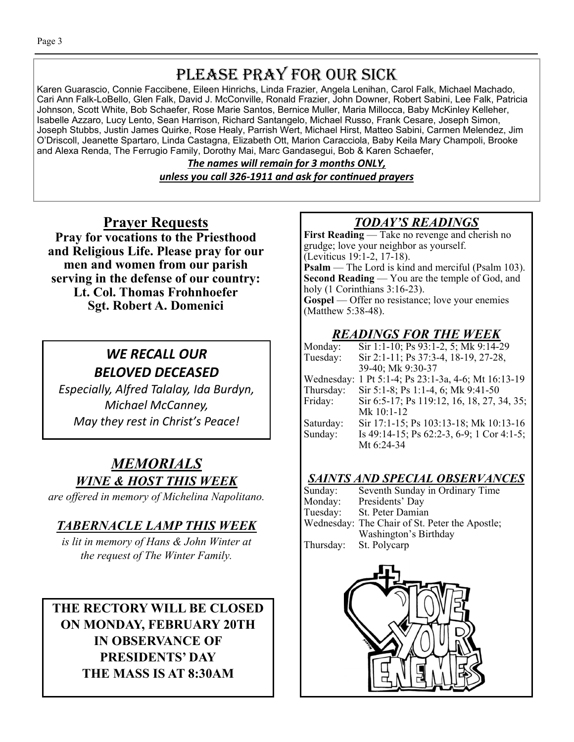# Please Pray for Our Sick

Karen Guarascio, Connie Faccibene, Eileen Hinrichs, Linda Frazier, Angela Lenihan, Carol Falk, Michael Machado, Cari Ann Falk-LoBello, Glen Falk, David J. McConville, Ronald Frazier, John Downer, Robert Sabini, Lee Falk, Patricia Johnson, Scott White, Bob Schaefer, Rose Marie Santos, Bernice Muller, Maria Millocca, Baby McKinley Kelleher, Isabelle Azzaro, Lucy Lento, Sean Harrison, Richard Santangelo, Michael Russo, Frank Cesare, Joseph Simon, Joseph Stubbs, Justin James Quirke, Rose Healy, Parrish Wert, Michael Hirst, Matteo Sabini, Carmen Melendez, Jim O'Driscoll, Jeanette Spartaro, Linda Castagna, Elizabeth Ott, Marion Caracciola, Baby Keila Mary Champoli, Brooke and Alexa Renda, The Ferrugio Family, Dorothy Mai, Marc Gandasegui, Bob & Karen Schaefer,

***The names will remain for 3 months ONLY,***
***unless you call 326-1911 and ask for continued prayers***

## Prayer Requests

**Pray for vocations to the Priesthood and Religious Life. Please pray for our men and women from our parish serving in the defense of our country:**
**Lt. Col. Thomas Frohnhoefer**
**Sgt. Robert A. Domenici**

## *WE RECALL OUR BELOVED DECEASED*

*Especially, Alfred Talalay, Ida Burdyn, Michael McCanney,*
*May they rest in Christ's Peace!*

## *MEMORIALS*

### *WINE & HOST THIS WEEK*

*are offered in memory of Michelina Napolitano.*

### *TABERNACLE LAMP THIS WEEK*

*is lit in memory of Hans & John Winter at the request of The Winter Family.*

**THE RECTORY WILL BE CLOSED ON MONDAY, FEBRUARY 20TH IN OBSERVANCE OF PRESIDENTS' DAY**
**THE MASS IS AT 8:30AM**

## *TODAY'S READINGS*

**First Reading** — Take no revenge and cherish no grudge; love your neighbor as yourself. (Leviticus 19:1-2, 17-18).
**Psalm** — The Lord is kind and merciful (Psalm 103).
**Second Reading** — You are the temple of God, and holy (1 Corinthians 3:16-23).
**Gospel** — Offer no resistance; love your enemies (Matthew 5:38-48).

## *READINGS FOR THE WEEK*

| | |
|---|---|
| Monday: | Sir 1:1-10; Ps 93:1-2, 5; Mk 9:14-29 |
| Tuesday: | Sir 2:1-11; Ps 37:3-4, 18-19, 27-28, 39-40; Mk 9:30-37 |
| Wednesday: | 1 Pt 5:1-4; Ps 23:1-3a, 4-6; Mt 16:13-19 |
| Thursday: | Sir 5:1-8; Ps 1:1-4, 6; Mk 9:41-50 |
| Friday: | Sir 6:5-17; Ps 119:12, 16, 18, 27, 34, 35; Mk 10:1-12 |
| Saturday: | Sir 17:1-15; Ps 103:13-18; Mk 10:13-16 |
| Sunday: | Is 49:14-15; Ps 62:2-3, 6-9; 1 Cor 4:1-5; Mt 6:24-34 |

## *SAINTS AND SPECIAL OBSERVANCES*

| | |
|---|---|
| Sunday: | Seventh Sunday in Ordinary Time |
| Monday: | Presidents' Day |
| Tuesday: | St. Peter Damian |
| Wednesday: | The Chair of St. Peter the Apostle; Washington's Birthday |
| Thursday: | St. Polycarp |

LOVE YOUR ENEMIES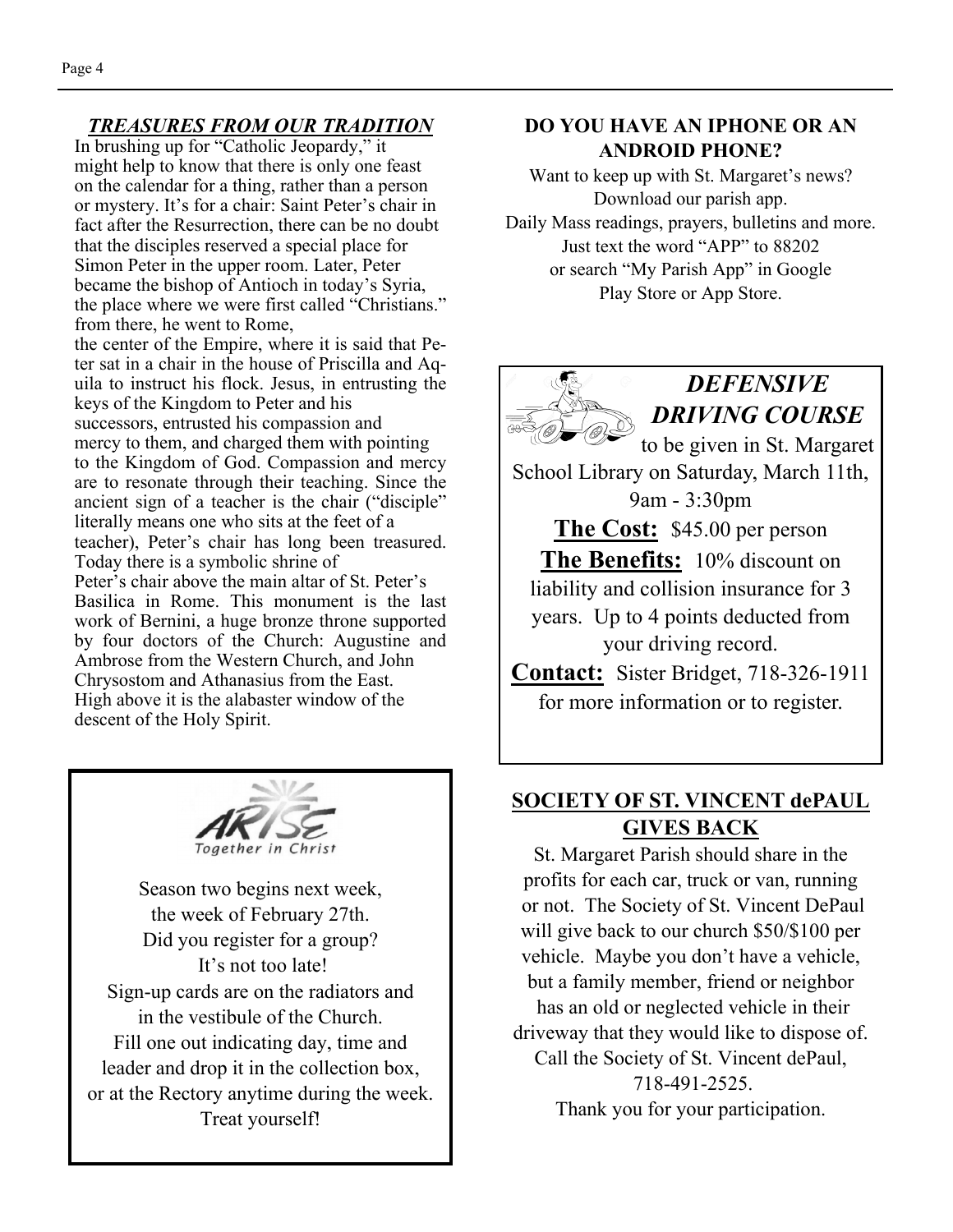## *TREASURES FROM OUR TRADITION*

In brushing up for "Catholic Jeopardy," it might help to know that there is only one feast on the calendar for a thing, rather than a person or mystery. It's for a chair: Saint Peter's chair in fact after the Resurrection, there can be no doubt that the disciples reserved a special place for Simon Peter in the upper room. Later, Peter became the bishop of Antioch in today's Syria, the place where we were first called "Christians." from there, he went to Rome, the center of the Empire, where it is said that Peter sat in a chair in the house of Priscilla and Aquila to instruct his flock. Jesus, in entrusting the keys of the Kingdom to Peter and his successors, entrusted his compassion and mercy to them, and charged them with pointing to the Kingdom of God. Compassion and mercy are to resonate through their teaching. Since the ancient sign of a teacher is the chair ("disciple" literally means one who sits at the feet of a teacher), Peter's chair has long been treasured. Today there is a symbolic shrine of Peter's chair above the main altar of St. Peter's Basilica in Rome. This monument is the last work of Bernini, a huge bronze throne supported by four doctors of the Church: Augustine and Ambrose from the Western Church, and John Chrysostom and Athanasius from the East. High above it is the alabaster window of the descent of the Holy Spirit.

ARISE Together in Christ

Season two begins next week, the week of February 27th.
Did you register for a group?
It's not too late!
Sign-up cards are on the radiators and in the vestibule of the Church.
Fill one out indicating day, time and leader and drop it in the collection box, or at the Rectory anytime during the week.
Treat yourself!

## DO YOU HAVE AN IPHONE OR AN ANDROID PHONE?

Want to keep up with St. Margaret's news?
Download our parish app.
Daily Mass readings, prayers, bulletins and more.
Just text the word "APP" to 88202
or search "My Parish App" in Google Play Store or App Store.

## *DEFENSIVE DRIVING COURSE*

to be given in St. Margaret School Library on Saturday, March 11th, 9am - 3:30pm

**The Cost:** $45.00 per person

**The Benefits:** 10% discount on liability and collision insurance for 3 years. Up to 4 points deducted from your driving record.

**Contact:** Sister Bridget, 718-326-1911 for more information or to register.

## SOCIETY OF ST. VINCENT dePAUL GIVES BACK

St. Margaret Parish should share in the profits for each car, truck or van, running or not. The Society of St. Vincent DePaul will give back to our church $50/$100 per vehicle. Maybe you don't have a vehicle, but a family member, friend or neighbor has an old or neglected vehicle in their driveway that they would like to dispose of. Call the Society of St. Vincent dePaul, 718-491-2525.
Thank you for your participation.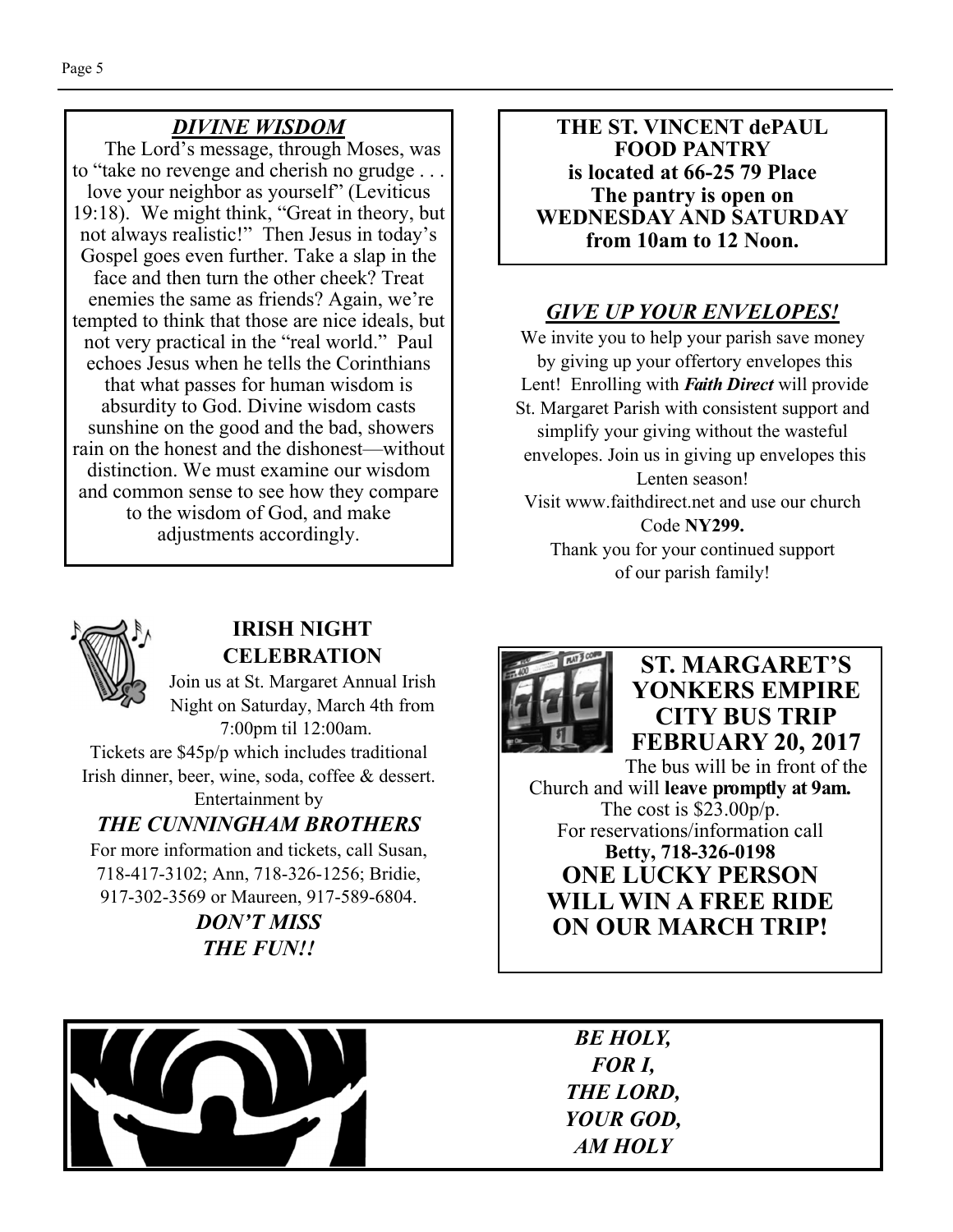## *DIVINE WISDOM*

The Lord's message, through Moses, was to "take no revenge and cherish no grudge . . . love your neighbor as yourself" (Leviticus 19:18). We might think, "Great in theory, but not always realistic!" Then Jesus in today's Gospel goes even further. Take a slap in the face and then turn the other cheek? Treat enemies the same as friends? Again, we're tempted to think that those are nice ideals, but not very practical in the "real world." Paul echoes Jesus when he tells the Corinthians that what passes for human wisdom is absurdity to God. Divine wisdom casts sunshine on the good and the bad, showers rain on the honest and the dishonest—without distinction. We must examine our wisdom and common sense to see how they compare to the wisdom of God, and make adjustments accordingly.

**THE ST. VINCENT dePAUL FOOD PANTRY is located at 66-25 79 Place The pantry is open on WEDNESDAY AND SATURDAY from 10am to 12 Noon.**

## *GIVE UP YOUR ENVELOPES!*

We invite you to help your parish save money by giving up your offertory envelopes this Lent! Enrolling with ***Faith Direct*** will provide St. Margaret Parish with consistent support and simplify your giving without the wasteful envelopes. Join us in giving up envelopes this Lenten season!

Visit www.faithdirect.net and use our church Code **NY299.**

Thank you for your continued support of our parish family!

## IRISH NIGHT CELEBRATION

Join us at St. Margaret Annual Irish Night on Saturday, March 4th from 7:00pm til 12:00am.

Tickets are $45p/p which includes traditional Irish dinner, beer, wine, soda, coffee & dessert. Entertainment by

***THE CUNNINGHAM BROTHERS***

For more information and tickets, call Susan, 718-417-3102; Ann, 718-326-1256; Bridie, 917-302-3569 or Maureen, 917-589-6804.

***DON'T MISS THE FUN!!***

## ST. MARGARET'S YONKERS EMPIRE CITY BUS TRIP FEBRUARY 20, 2017

The bus will be in front of the Church and will **leave promptly at 9am.**
The cost is $23.00p/p.
For reservations/information call
**Betty, 718-326-0198**

**ONE LUCKY PERSON WILL WIN A FREE RIDE ON OUR MARCH TRIP!**

***BE HOLY, FOR I, THE LORD, YOUR GOD, AM HOLY***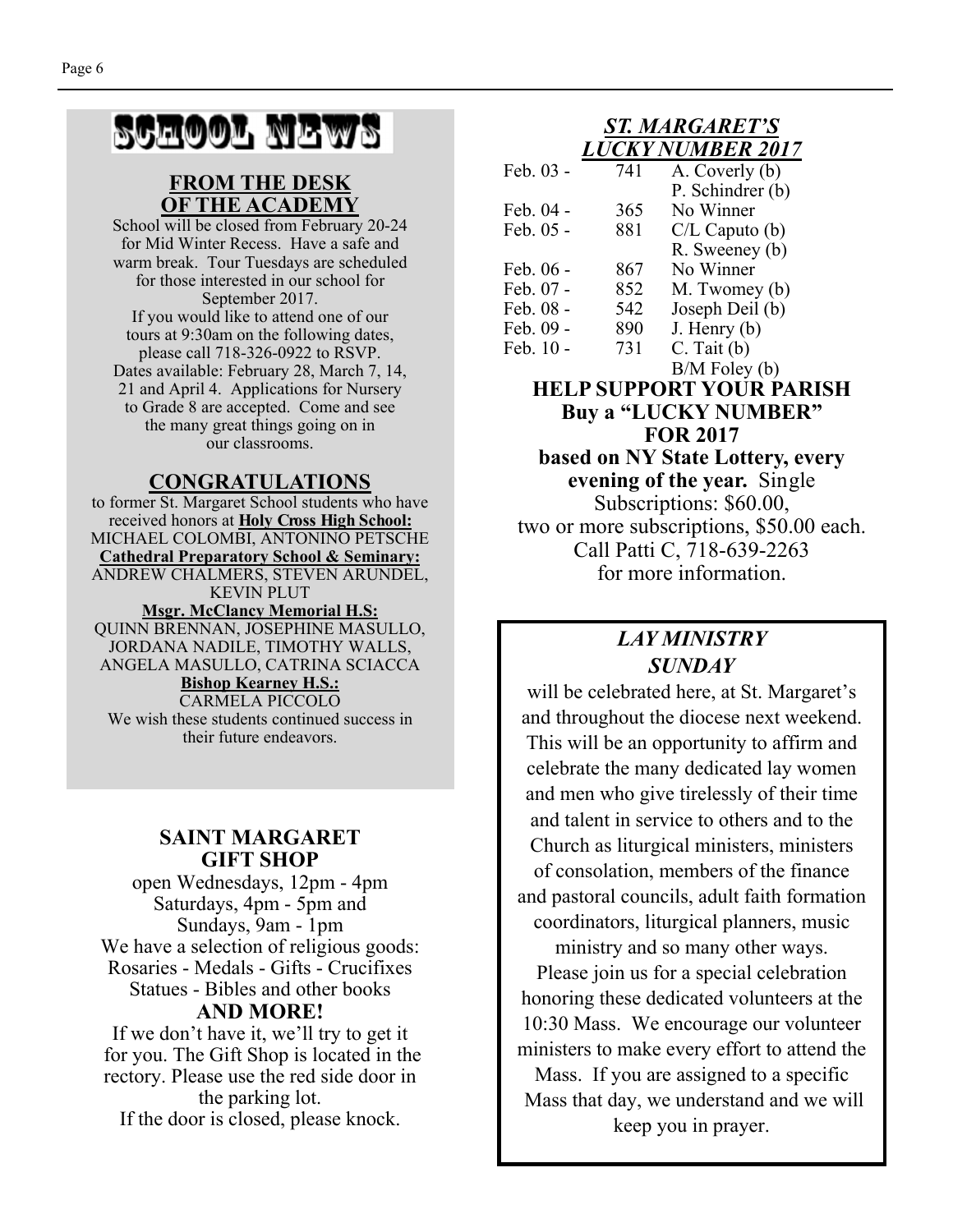# SCHOOL NEWS

## FROM THE DESK OF THE ACADEMY

School will be closed from February 20-24 for Mid Winter Recess. Have a safe and warm break. Tour Tuesdays are scheduled for those interested in our school for September 2017.

If you would like to attend one of our tours at 9:30am on the following dates, please call 718-326-0922 to RSVP. Dates available: February 28, March 7, 14, 21 and April 4. Applications for Nursery to Grade 8 are accepted. Come and see the many great things going on in our classrooms.

## CONGRATULATIONS

to former St. Margaret School students who have received honors at **Holy Cross High School:**
MICHAEL COLOMBI, ANTONINO PETSCHE
**Cathedral Preparatory School & Seminary:**
ANDREW CHALMERS, STEVEN ARUNDEL, KEVIN PLUT
**Msgr. McClancy Memorial H.S:**
QUINN BRENNAN, JOSEPHINE MASULLO, JORDANA NADILE, TIMOTHY WALLS, ANGELA MASULLO, CATRINA SCIACCA
**Bishop Kearney H.S.:**
CARMELA PICCOLO
We wish these students continued success in their future endeavors.

## SAINT MARGARET GIFT SHOP

open Wednesdays, 12pm - 4pm
Saturdays, 4pm - 5pm and
Sundays, 9am - 1pm
We have a selection of religious goods:
Rosaries - Medals - Gifts - Crucifixes
Statues - Bibles and other books
**AND MORE!**
If we don't have it, we'll try to get it for you. The Gift Shop is located in the rectory. Please use the red side door in the parking lot.
If the door is closed, please knock.

## *ST. MARGARET'S LUCKY NUMBER 2017*

| Date | Number | Winner |
|---|---|---|
| Feb. 03 - | 741 | A. Coverly (b) |
| | | P. Schindrer (b) |
| Feb. 04 - | 365 | No Winner |
| Feb. 05 - | 881 | C/L Caputo (b) |
| | | R. Sweeney (b) |
| Feb. 06 - | 867 | No Winner |
| Feb. 07 - | 852 | M. Twomey (b) |
| Feb. 08 - | 542 | Joseph Deil (b) |
| Feb. 09 - | 890 | J. Henry (b) |
| Feb. 10 - | 731 | C. Tait (b) |
| | | B/M Foley (b) |

**HELP SUPPORT YOUR PARISH**
**Buy a "LUCKY NUMBER" FOR 2017**
**based on NY State Lottery, every evening of the year.** Single Subscriptions: $60.00, two or more subscriptions, $50.00 each. Call Patti C, 718-639-2263 for more information.

## *LAY MINISTRY SUNDAY*

will be celebrated here, at St. Margaret's and throughout the diocese next weekend. This will be an opportunity to affirm and celebrate the many dedicated lay women and men who give tirelessly of their time and talent in service to others and to the Church as liturgical ministers, ministers of consolation, members of the finance and pastoral councils, adult faith formation coordinators, liturgical planners, music ministry and so many other ways. Please join us for a special celebration honoring these dedicated volunteers at the 10:30 Mass. We encourage our volunteer ministers to make every effort to attend the Mass. If you are assigned to a specific Mass that day, we understand and we will keep you in prayer.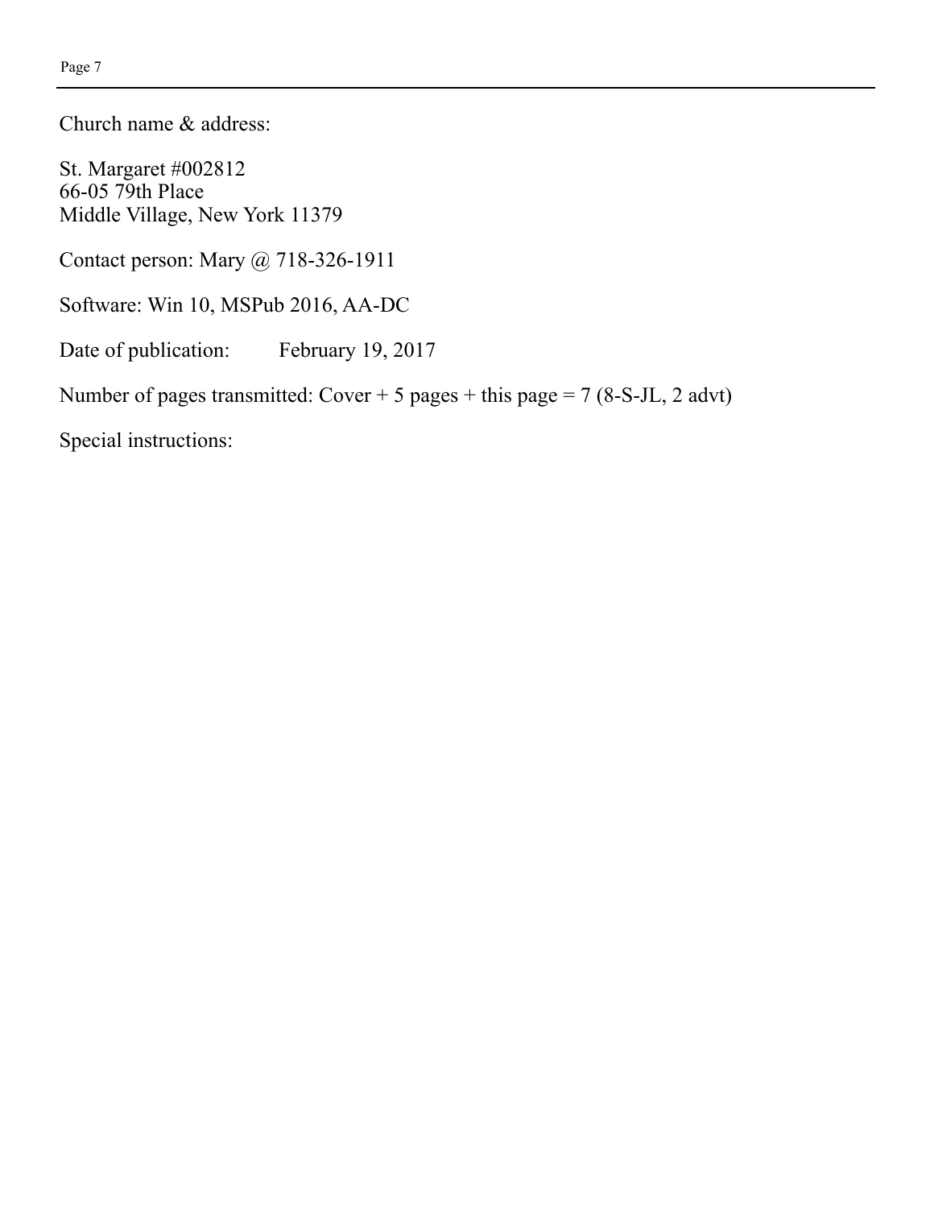Church name & address:

St. Margaret #002812
66-05 79th Place
Middle Village, New York 11379

Contact person: Mary @ 718-326-1911

Software: Win 10, MSPub 2016, AA-DC

Date of publication: February 19, 2017

Number of pages transmitted: Cover + 5 pages + this page = 7 (8-S-JL, 2 advt)

Special instructions: